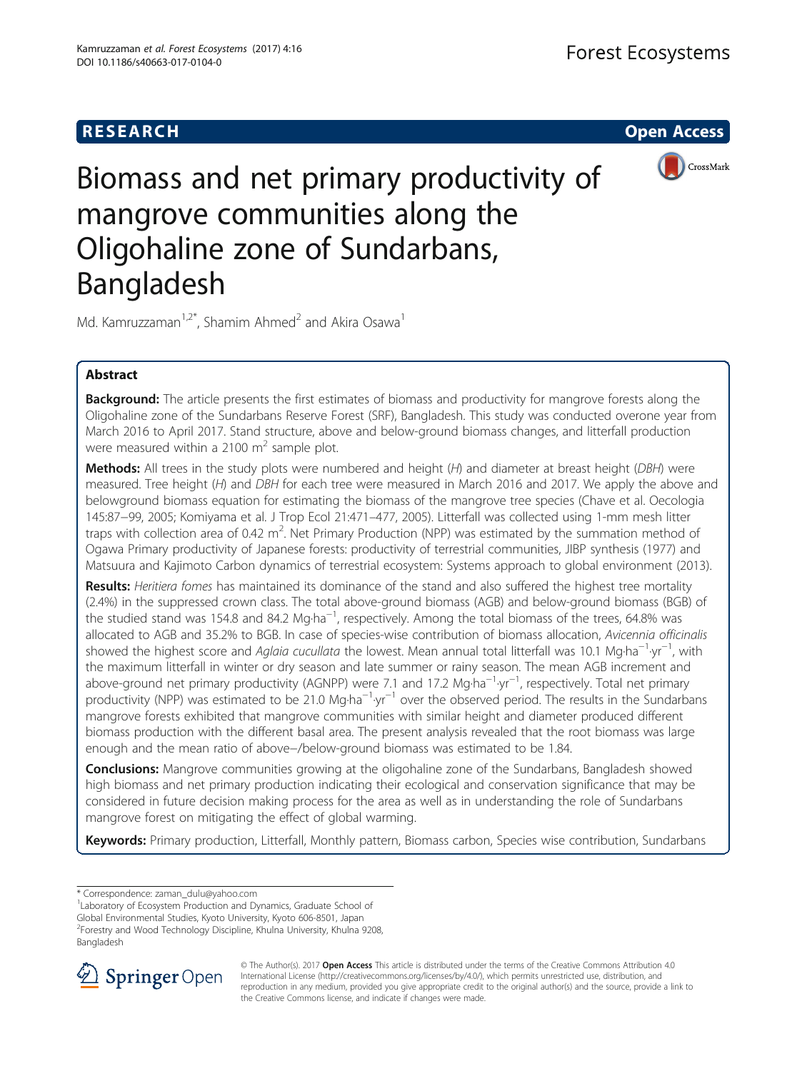**RESEARCH** **Open Access**

# Biomass and net primary productivity of mangrove communities along the Oligohaline zone of Sundarbans, Bangladesh

Md. Kamruzzaman[1,2*], Shamim Ahmed[2] and Akira Osawa[1]

## Abstract

**Background:** The article presents the first estimates of biomass and productivity for mangrove forests along the Oligohaline zone of the Sundarbans Reserve Forest (SRF), Bangladesh. This study was conducted overone year from March 2016 to April 2017. Stand structure, above and below-ground biomass changes, and litterfall production were measured within a 2100 $m^2$ sample plot.

**Methods:** All trees in the study plots were numbered and height (*H*) and diameter at breast height (*DBH*) were measured. Tree height (*H*) and *DBH* for each tree were measured in March 2016 and 2017. We apply the above and belowground biomass equation for estimating the biomass of the mangrove tree species (Chave et al. Oecologia 145:87–99, 2005; Komiyama et al. J Trop Ecol 21:471–477, 2005). Litterfall was collected using 1-mm mesh litter traps with collection area of 0.42 $m^2$. Net Primary Production (NPP) was estimated by the summation method of Ogawa Primary productivity of Japanese forests: productivity of terrestrial communities, JIBP synthesis (1977) and Matsuura and Kajimoto Carbon dynamics of terrestrial ecosystem: Systems approach to global environment (2013).

**Results:** *Heritiera fomes* has maintained its dominance of the stand and also suffered the highest tree mortality (2.4%) in the suppressed crown class. The total above-ground biomass (AGB) and below-ground biomass (BGB) of the studied stand was 154.8 and 84.2 $Mg \cdot ha^{-1}$, respectively. Among the total biomass of the trees, 64.8% was allocated to AGB and 35.2% to BGB. In case of species-wise contribution of biomass allocation, *Avicennia officinalis* showed the highest score and *Aglaia cucullata* the lowest. Mean annual total litterfall was 10.1 $Mg \cdot ha^{-1} \cdot yr^{-1}$, with the maximum litterfall in winter or dry season and late summer or rainy season. The mean AGB increment and above-ground net primary productivity (AGNPP) were 7.1 and 17.2 $Mg \cdot ha^{-1} \cdot yr^{-1}$, respectively. Total net primary productivity (NPP) was estimated to be 21.0 $Mg \cdot ha^{-1} \cdot yr^{-1}$ over the observed period. The results in the Sundarbans mangrove forests exhibited that mangrove communities with similar height and diameter produced different biomass production with the different basal area. The present analysis revealed that the root biomass was large enough and the mean ratio of above−/below-ground biomass was estimated to be 1.84.

**Conclusions:** Mangrove communities growing at the oligohaline zone of the Sundarbans, Bangladesh showed high biomass and net primary production indicating their ecological and conservation significance that may be considered in future decision making process for the area as well as in understanding the role of Sundarbans mangrove forest on mitigating the effect of global warming.

**Keywords:** Primary production, Litterfall, Monthly pattern, Biomass carbon, Species wise contribution, Sundarbans

\* Correspondence: zaman_dulu@yahoo.com

[1]Laboratory of Ecosystem Production and Dynamics, Graduate School of Global Environmental Studies, Kyoto University, Kyoto 606-8501, Japan

[2]Forestry and Wood Technology Discipline, Khulna University, Khulna 9208, Bangladesh

© The Author(s). 2017 **Open Access** This article is distributed under the terms of the Creative Commons Attribution 4.0 International License (http://creativecommons.org/licenses/by/4.0/), which permits unrestricted use, distribution, and reproduction in any medium, provided you give appropriate credit to the original author(s) and the source, provide a link to the Creative Commons license, and indicate if changes were made.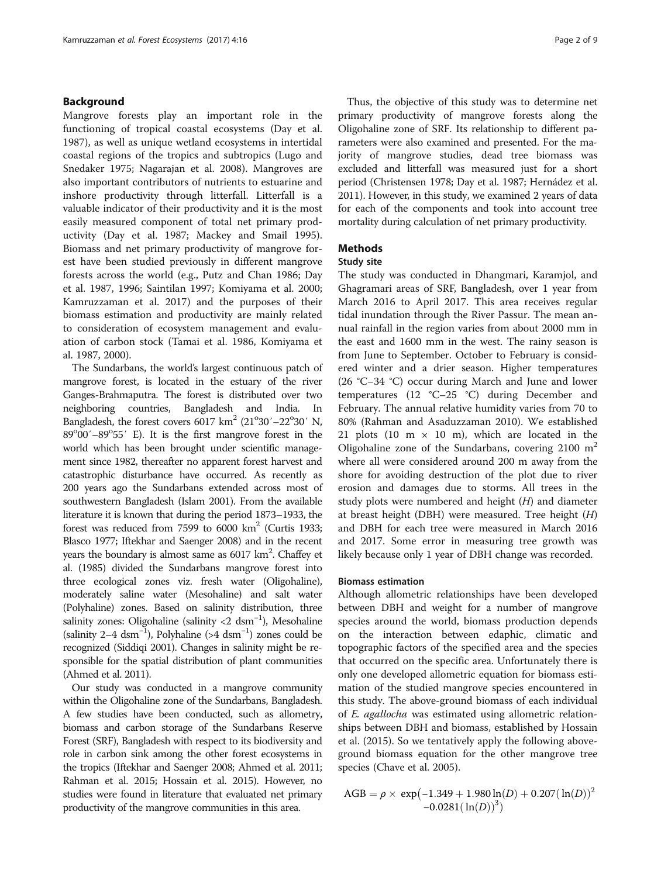## Background

Mangrove forests play an important role in the functioning of tropical coastal ecosystems (Day et al. 1987), as well as unique wetland ecosystems in intertidal coastal regions of the tropics and subtropics (Lugo and Snedaker 1975; Nagarajan et al. 2008). Mangroves are also important contributors of nutrients to estuarine and inshore productivity through litterfall. Litterfall is a valuable indicator of their productivity and it is the most easily measured component of total net primary productivity (Day et al. 1987; Mackey and Smail 1995). Biomass and net primary productivity of mangrove forest have been studied previously in different mangrove forests across the world (e.g., Putz and Chan 1986; Day et al. 1987, 1996; Saintilan 1997; Komiyama et al. 2000; Kamruzzaman et al. 2017) and the purposes of their biomass estimation and productivity are mainly related to consideration of ecosystem management and evaluation of carbon stock (Tamai et al. 1986, Komiyama et al. 1987, 2000).

The Sundarbans, the world's largest continuous patch of mangrove forest, is located in the estuary of the river Ganges-Brahmaputra. The forest is distributed over two neighboring countries, Bangladesh and India. In Bangladesh, the forest covers 6017 km$^2$ (21°30′–22°30′ N, 89°00′–89°55′ E). It is the first mangrove forest in the world which has been brought under scientific management since 1982, thereafter no apparent forest harvest and catastrophic disturbance have occurred. As recently as 200 years ago the Sundarbans extended across most of southwestern Bangladesh (Islam 2001). From the available literature it is known that during the period 1873–1933, the forest was reduced from 7599 to 6000 km$^2$ (Curtis 1933; Blasco 1977; Iftekhar and Saenger 2008) and in the recent years the boundary is almost same as 6017 km$^2$. Chaffey et al. (1985) divided the Sundarbans mangrove forest into three ecological zones viz. fresh water (Oligohaline), moderately saline water (Mesohaline) and salt water (Polyhaline) zones. Based on salinity distribution, three salinity zones: Oligohaline (salinity <2 dsm$^{-1}$), Mesohaline (salinity 2–4 dsm$^{-1}$), Polyhaline (>4 dsm$^{-1}$) zones could be recognized (Siddiqi 2001). Changes in salinity might be responsible for the spatial distribution of plant communities (Ahmed et al. 2011).

Our study was conducted in a mangrove community within the Oligohaline zone of the Sundarbans, Bangladesh. A few studies have been conducted, such as allometry, biomass and carbon storage of the Sundarbans Reserve Forest (SRF), Bangladesh with respect to its biodiversity and role in carbon sink among the other forest ecosystems in the tropics (Iftekhar and Saenger 2008; Ahmed et al. 2011; Rahman et al. 2015; Hossain et al. 2015). However, no studies were found in literature that evaluated net primary productivity of the mangrove communities in this area.

Thus, the objective of this study was to determine net primary productivity of mangrove forests along the Oligohaline zone of SRF. Its relationship to different parameters were also examined and presented. For the majority of mangrove studies, dead tree biomass was excluded and litterfall was measured just for a short period (Christensen 1978; Day et al. 1987; Hernádez et al. 2011). However, in this study, we examined 2 years of data for each of the components and took into account tree mortality during calculation of net primary productivity.

## Methods

### Study site

The study was conducted in Dhangmari, Karamjol, and Ghagramari areas of SRF, Bangladesh, over 1 year from March 2016 to April 2017. This area receives regular tidal inundation through the River Passur. The mean annual rainfall in the region varies from about 2000 mm in the east and 1600 mm in the west. The rainy season is from June to September. October to February is considered winter and a drier season. Higher temperatures (26 °C–34 °C) occur during March and June and lower temperatures (12 °C–25 °C) during December and February. The annual relative humidity varies from 70 to 80% (Rahman and Asaduzzaman 2010). We established 21 plots (10 m × 10 m), which are located in the Oligohaline zone of the Sundarbans, covering 2100 m$^2$ where all were considered around 200 m away from the shore for avoiding destruction of the plot due to river erosion and damages due to storms. All trees in the study plots were numbered and height ($H$) and diameter at breast height (DBH) were measured. Tree height ($H$) and DBH for each tree were measured in March 2016 and 2017. Some error in measuring tree growth was likely because only 1 year of DBH change was recorded.

### Biomass estimation

Although allometric relationships have been developed between DBH and weight for a number of mangrove species around the world, biomass production depends on the interaction between edaphic, climatic and topographic factors of the specified area and the species that occurred on the specific area. Unfortunately there is only one developed allometric equation for biomass estimation of the studied mangrove species encountered in this study. The above-ground biomass of each individual of *E. agallocha* was estimated using allometric relationships between DBH and biomass, established by Hossain et al. (2015). So we tentatively apply the following above-ground biomass equation for the other mangrove tree species (Chave et al. 2005).

$$\mathrm{AGB} = \rho \times \exp\left(-1.349 + 1.980\ln(D) + 0.207(\ln(D))^2 - 0.0281(\ln(D))^3\right)$$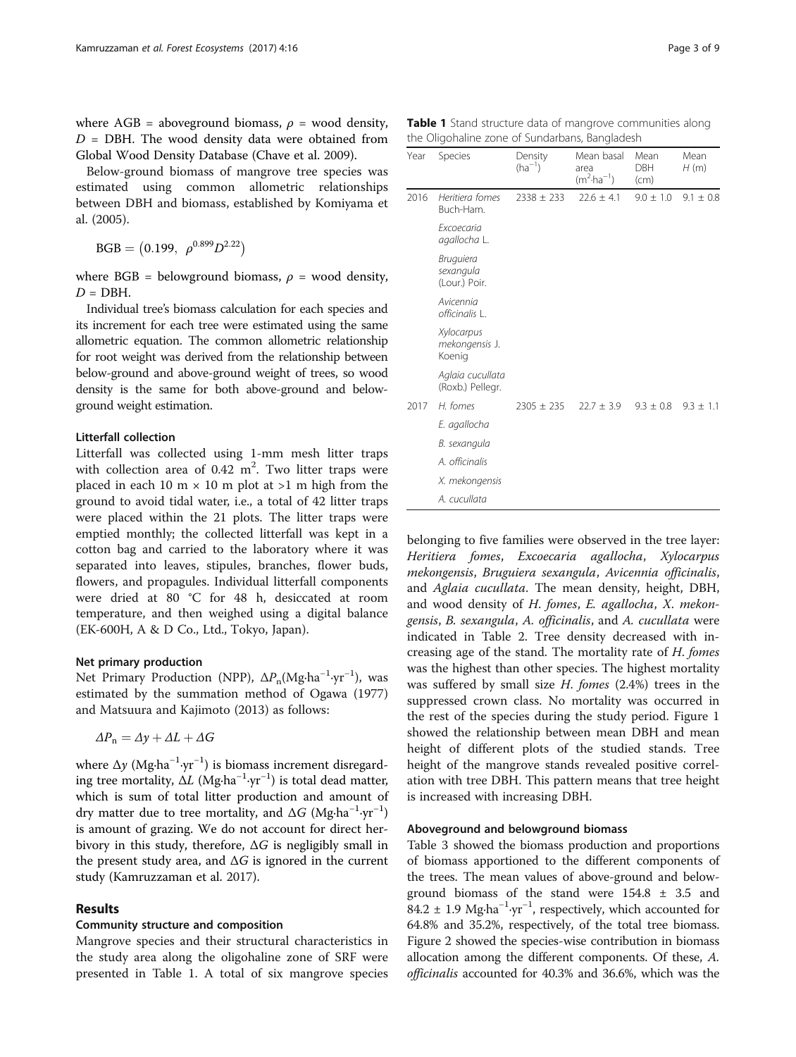where AGB = aboveground biomass, $\rho$ = wood density, $D$ = DBH. The wood density data were obtained from Global Wood Density Database (Chave et al. 2009).

Below-ground biomass of mangrove tree species was estimated using common allometric relationships between DBH and biomass, established by Komiyama et al. (2005).

$$\mathrm{BGB} = \left(0.199,\ \rho^{0.899} D^{2.22}\right)$$

where BGB = belowground biomass, $\rho$ = wood density, $D$ = DBH.

Individual tree's biomass calculation for each species and its increment for each tree were estimated using the same allometric equation. The common allometric relationship for root weight was derived from the relationship between below-ground and above-ground weight of trees, so wood density is the same for both above-ground and below-ground weight estimation.

### Litterfall collection

Litterfall was collected using 1-mm mesh litter traps with collection area of 0.42 $m^2$. Two litter traps were placed in each 10 m × 10 m plot at >1 m high from the ground to avoid tidal water, i.e., a total of 42 litter traps were placed within the 21 plots. The litter traps were emptied monthly; the collected litterfall was kept in a cotton bag and carried to the laboratory where it was separated into leaves, stipules, branches, flower buds, flowers, and propagules. Individual litterfall components were dried at 80 °C for 48 h, desiccated at room temperature, and then weighed using a digital balance (EK-600H, A & D Co., Ltd., Tokyo, Japan).

### Net primary production

Net Primary Production (NPP), $\Delta P_n$($\mathrm{Mg{\cdot}ha^{-1}{\cdot}yr^{-1}}$), was estimated by the summation method of Ogawa (1977) and Matsuura and Kajimoto (2013) as follows:

$$\Delta P_n = \Delta y + \Delta L + \Delta G$$

where $\Delta y$ ($\mathrm{Mg{\cdot}ha^{-1}{\cdot}yr^{-1}}$) is biomass increment disregarding tree mortality, $\Delta L$ ($\mathrm{Mg{\cdot}ha^{-1}{\cdot}yr^{-1}}$) is total dead matter, which is sum of total litter production and amount of dry matter due to tree mortality, and $\Delta G$ ($\mathrm{Mg{\cdot}ha^{-1}{\cdot}yr^{-1}}$) is amount of grazing. We do not account for direct herbivory in this study, therefore, $\Delta G$ is negligibly small in the present study area, and $\Delta G$ is ignored in the current study (Kamruzzaman et al. 2017).

## Results

### Community structure and composition

Mangrove species and their structural characteristics in the study area along the oligohaline zone of SRF were presented in Table 1. A total of six mangrove species belonging to five families were observed in the tree layer: *Heritiera fomes*, *Excoecaria agallocha*, *Xylocarpus mekongensis*, *Bruguiera sexangula*, *Avicennia officinalis*, and *Aglaia cucullata*. The mean density, height, DBH, and wood density of *H. fomes*, *E. agallocha*, *X. mekongensis*, *B. sexangula*, *A. officinalis*, and *A. cucullata* were indicated in Table 2. Tree density decreased with increasing age of the stand. The mortality rate of *H. fomes* was the highest than other species. The highest mortality was suffered by small size *H. fomes* (2.4%) trees in the suppressed crown class. No mortality was occurred in the rest of the species during the study period. Figure 1 showed the relationship between mean DBH and mean height of different plots of the studied stands. Tree height of the mangrove stands revealed positive correlation with tree DBH. This pattern means that tree height is increased with increasing DBH.

**Table 1** Stand structure data of mangrove communities along the Oligohaline zone of Sundarbans, Bangladesh

| Year | Species | Density ($\mathrm{ha^{-1}}$) | Mean basal area ($\mathrm{m^2{\cdot}ha^{-1}}$) | Mean DBH (cm) | Mean $H$ (m) |
|---|---|---|---|---|---|
| 2016 | *Heritiera fomes* Buch-Ham. | 2338 ± 233 | 22.6 ± 4.1 | 9.0 ± 1.0 | 9.1 ± 0.8 |
| | *Excoecaria agallocha* L. | | | | |
| | *Bruguiera sexangula* (Lour.) Poir. | | | | |
| | *Avicennia officinalis* L. | | | | |
| | *Xylocarpus mekongensis* J. Koenig | | | | |
| | *Aglaia cucullata* (Roxb.) Pellegr. | | | | |
| 2017 | *H. fomes* | 2305 ± 235 | 22.7 ± 3.9 | 9.3 ± 0.8 | 9.3 ± 1.1 |
| | *E. agallocha* | | | | |
| | *B. sexangula* | | | | |
| | *A. officinalis* | | | | |
| | *X. mekongensis* | | | | |
| | *A. cucullata* | | | | |

### Aboveground and belowground biomass

Table 3 showed the biomass production and proportions of biomass apportioned to the different components of the trees. The mean values of above-ground and below-ground biomass of the stand were 154.8 ± 3.5 and 84.2 ± 1.9 $\mathrm{Mg{\cdot}ha^{-1}{\cdot}yr^{-1}}$, respectively, which accounted for 64.8% and 35.2%, respectively, of the total tree biomass. Figure 2 showed the species-wise contribution in biomass allocation among the different components. Of these, *A. officinalis* accounted for 40.3% and 36.6%, which was the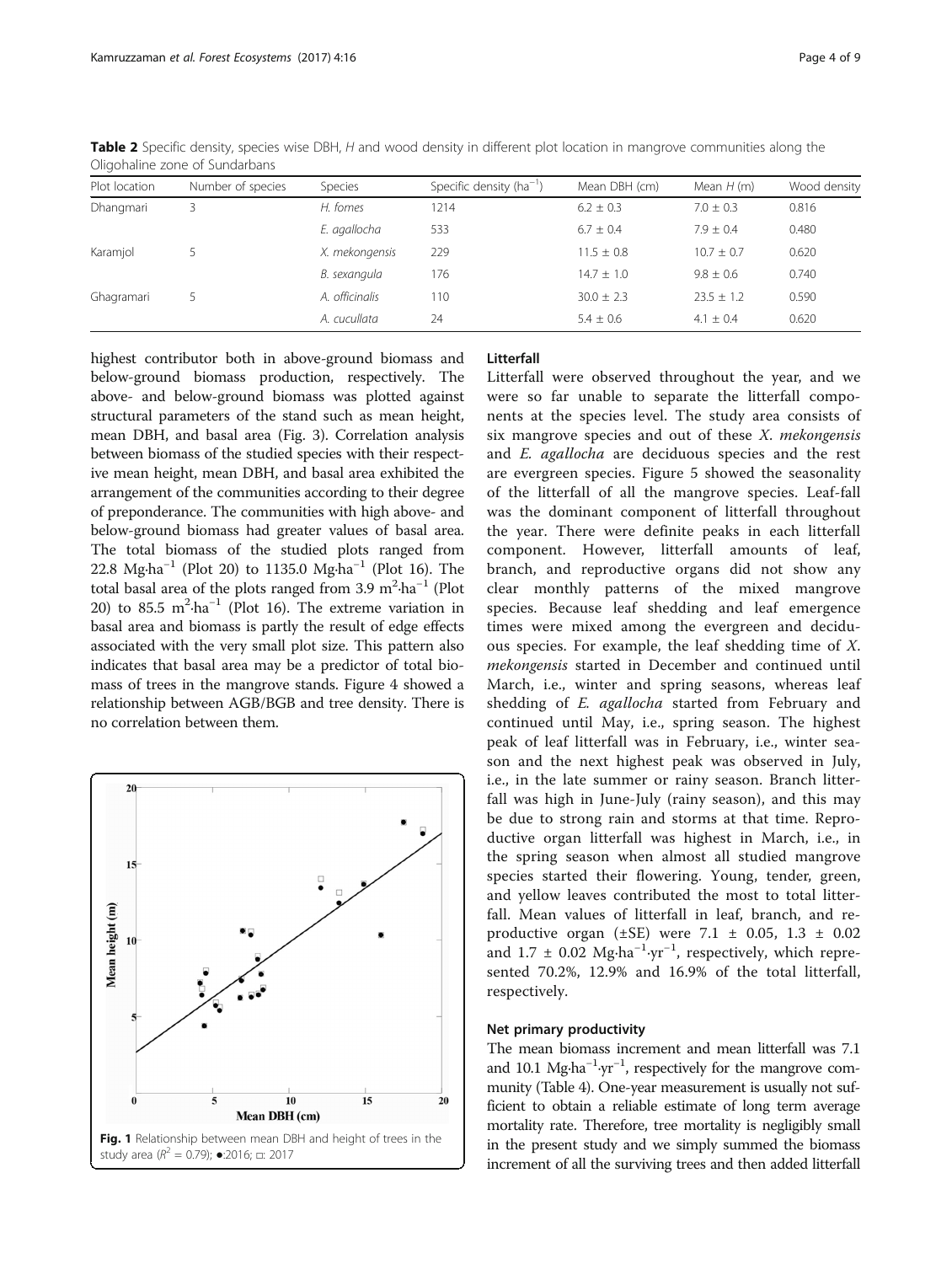**Table 2** Specific density, species wise DBH, *H* and wood density in different plot location in mangrove communities along the Oligohaline zone of Sundarbans

| Plot location | Number of species | Species | Specific density (ha$^{-1}$) | Mean DBH (cm) | Mean *H* (m) | Wood density |
|---|---|---|---|---|---|---|
| Dhangmari | 3 | *H. fomes* | 1214 | 6.2 ± 0.3 | 7.0 ± 0.3 | 0.816 |
| | | *E. agallocha* | 533 | 6.7 ± 0.4 | 7.9 ± 0.4 | 0.480 |
| Karamjol | 5 | *X. mekongensis* | 229 | 11.5 ± 0.8 | 10.7 ± 0.7 | 0.620 |
| | | *B. sexangula* | 176 | 14.7 ± 1.0 | 9.8 ± 0.6 | 0.740 |
| Ghagramari | 5 | *A. officinalis* | 110 | 30.0 ± 2.3 | 23.5 ± 1.2 | 0.590 |
| | | *A. cucullata* | 24 | 5.4 ± 0.6 | 4.1 ± 0.4 | 0.620 |

highest contributor both in above-ground biomass and below-ground biomass production, respectively. The above- and below-ground biomass was plotted against structural parameters of the stand such as mean height, mean DBH, and basal area (Fig. 3). Correlation analysis between biomass of the studied species with their respective mean height, mean DBH, and basal area exhibited the arrangement of the communities according to their degree of preponderance. The communities with high above- and below-ground biomass had greater values of basal area. The total biomass of the studied plots ranged from 22.8 Mg·ha$^{-1}$ (Plot 20) to 1135.0 Mg·ha$^{-1}$ (Plot 16). The total basal area of the plots ranged from 3.9 m$^2$·ha$^{-1}$ (Plot 20) to 85.5 m$^2$·ha$^{-1}$ (Plot 16). The extreme variation in basal area and biomass is partly the result of edge effects associated with the very small plot size. This pattern also indicates that basal area may be a predictor of total biomass of trees in the mangrove stands. Figure 4 showed a relationship between AGB/BGB and tree density. There is no correlation between them.

**Fig. 1** Relationship between mean DBH and height of trees in the study area ($R^2$ = 0.79); ●:2016; □: 2017

### Litterfall

Litterfall were observed throughout the year, and we were so far unable to separate the litterfall components at the species level. The study area consists of six mangrove species and out of these *X. mekongensis* and *E. agallocha* are deciduous species and the rest are evergreen species. Figure 5 showed the seasonality of the litterfall of all the mangrove species. Leaf-fall was the dominant component of litterfall throughout the year. There were definite peaks in each litterfall component. However, litterfall amounts of leaf, branch, and reproductive organs did not show any clear monthly patterns of the mixed mangrove species. Because leaf shedding and leaf emergence times were mixed among the evergreen and deciduous species. For example, the leaf shedding time of *X. mekongensis* started in December and continued until March, i.e., winter and spring seasons, whereas leaf shedding of *E. agallocha* started from February and continued until May, i.e., spring season. The highest peak of leaf litterfall was in February, i.e., winter season and the next highest peak was observed in July, i.e., in the late summer or rainy season. Branch litterfall was high in June-July (rainy season), and this may be due to strong rain and storms at that time. Reproductive organ litterfall was highest in March, i.e., in the spring season when almost all studied mangrove species started their flowering. Young, tender, green, and yellow leaves contributed the most to total litterfall. Mean values of litterfall in leaf, branch, and reproductive organ (±SE) were 7.1 ± 0.05, 1.3 ± 0.02 and 1.7 ± 0.02 Mg·ha$^{-1}$·yr$^{-1}$, respectively, which represented 70.2%, 12.9% and 16.9% of the total litterfall, respectively.

### Net primary productivity

The mean biomass increment and mean litterfall was 7.1 and 10.1 Mg·ha$^{-1}$·yr$^{-1}$, respectively for the mangrove community (Table 4). One-year measurement is usually not sufficient to obtain a reliable estimate of long term average mortality rate. Therefore, tree mortality is negligibly small in the present study and we simply summed the biomass increment of all the surviving trees and then added litterfall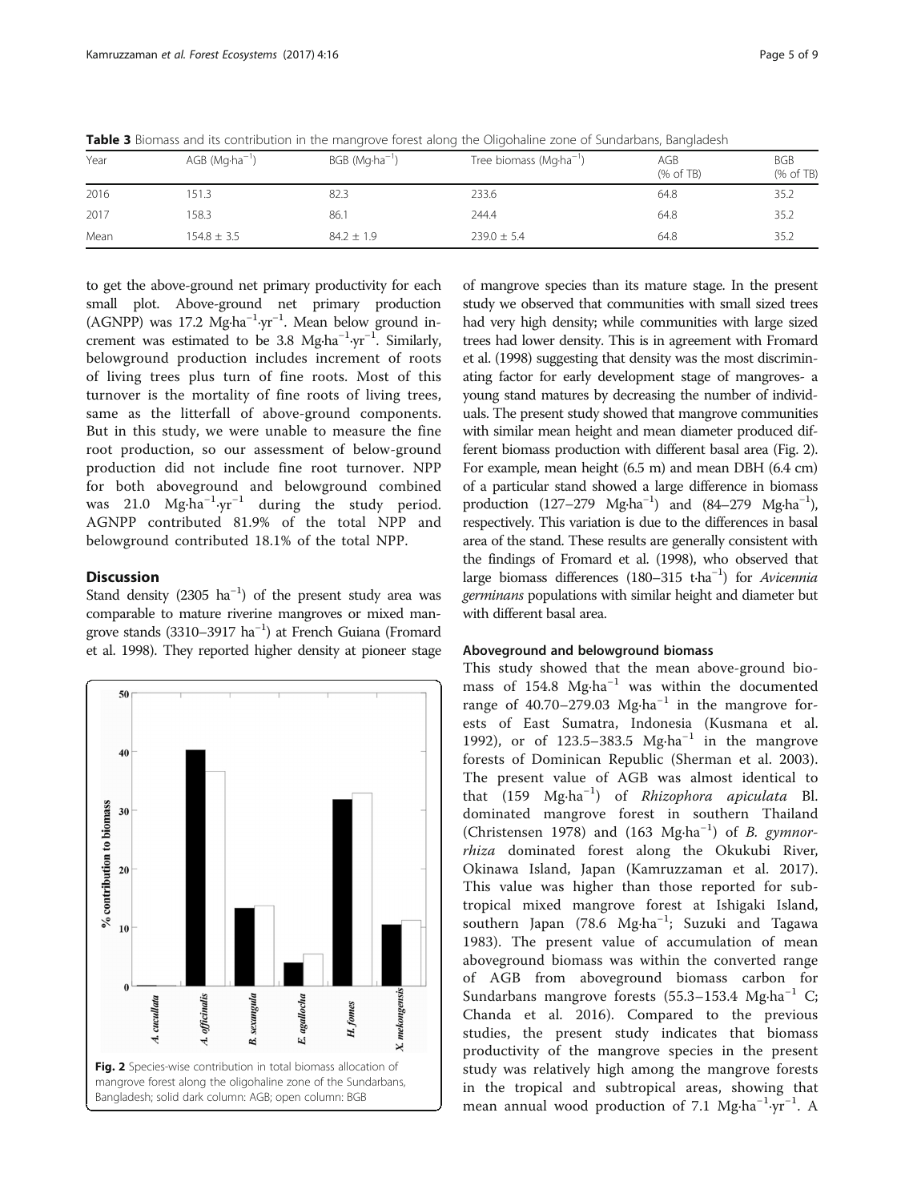**Table 3** Biomass and its contribution in the mangrove forest along the Oligohaline zone of Sundarbans, Bangladesh

| Year | AGB ($Mg·ha^{-1}$) | BGB ($Mg·ha^{-1}$) | Tree biomass ($Mg·ha^{-1}$) | AGB (% of TB) | BGB (% of TB) |
|---|---|---|---|---|---|
| 2016 | 151.3 | 82.3 | 233.6 | 64.8 | 35.2 |
| 2017 | 158.3 | 86.1 | 244.4 | 64.8 | 35.2 |
| Mean | 154.8 ± 3.5 | 84.2 ± 1.9 | 239.0 ± 5.4 | 64.8 | 35.2 |

to get the above-ground net primary productivity for each small plot. Above-ground net primary production (AGNPP) was 17.2 $Mg·ha^{-1}·yr^{-1}$. Mean below ground increment was estimated to be 3.8 $Mg·ha^{-1}·yr^{-1}$. Similarly, belowground production includes increment of roots of living trees plus turn of fine roots. Most of this turnover is the mortality of fine roots of living trees, same as the litterfall of above-ground components. But in this study, we were unable to measure the fine root production, so our assessment of below-ground production did not include fine root turnover. NPP for both aboveground and belowground combined was 21.0 $Mg·ha^{-1}·yr^{-1}$ during the study period. AGNPP contributed 81.9% of the total NPP and belowground contributed 18.1% of the total NPP.

## Discussion

Stand density (2305 $ha^{-1}$) of the present study area was comparable to mature riverine mangroves or mixed mangrove stands (3310–3917 $ha^{-1}$) at French Guiana (Fromard et al. 1998). They reported higher density at pioneer stage of mangrove species than its mature stage. In the present study we observed that communities with small sized trees had very high density; while communities with large sized trees had lower density. This is in agreement with Fromard et al. (1998) suggesting that density was the most discriminating factor for early development stage of mangroves- a young stand matures by decreasing the number of individuals. The present study showed that mangrove communities with similar mean height and mean diameter produced different biomass production with different basal area (Fig. 2). For example, mean height (6.5 m) and mean DBH (6.4 cm) of a particular stand showed a large difference in biomass production (127–279 $Mg·ha^{-1}$) and (84–279 $Mg·ha^{-1}$), respectively. This variation is due to the differences in basal area of the stand. These results are generally consistent with the findings of Fromard et al. (1998), who observed that large biomass differences (180–315 $t·ha^{-1}$) for *Avicennia germinans* populations with similar height and diameter but with different basal area.

Fig. 2 Species-wise contribution in total biomass allocation of mangrove forest along the oligohaline zone of the Sundarbans, Bangladesh; solid dark column: AGB; open column: BGB

### Aboveground and belowground biomass

This study showed that the mean above-ground biomass of 154.8 $Mg·ha^{-1}$ was within the documented range of 40.70–279.03 $Mg·ha^{-1}$ in the mangrove forests of East Sumatra, Indonesia (Kusmana et al. 1992), or of 123.5–383.5 $Mg·ha^{-1}$ in the mangrove forests of Dominican Republic (Sherman et al. 2003). The present value of AGB was almost identical to that (159 $Mg·ha^{-1}$) of *Rhizophora apiculata* Bl. dominated mangrove forest in southern Thailand (Christensen 1978) and (163 $Mg·ha^{-1}$) of *B. gymnorrhiza* dominated forest along the Okukubi River, Okinawa Island, Japan (Kamruzzaman et al. 2017). This value was higher than those reported for subtropical mixed mangrove forest at Ishigaki Island, southern Japan (78.6 $Mg·ha^{-1}$; Suzuki and Tagawa 1983). The present value of accumulation of mean aboveground biomass was within the converted range of AGB from aboveground biomass carbon for Sundarbans mangrove forests (55.3–153.4 $Mg·ha^{-1}$ C; Chanda et al. 2016). Compared to the previous studies, the present study indicates that biomass productivity of the mangrove species in the present study was relatively high among the mangrove forests in the tropical and subtropical areas, showing that mean annual wood production of 7.1 $Mg·ha^{-1}·yr^{-1}$. A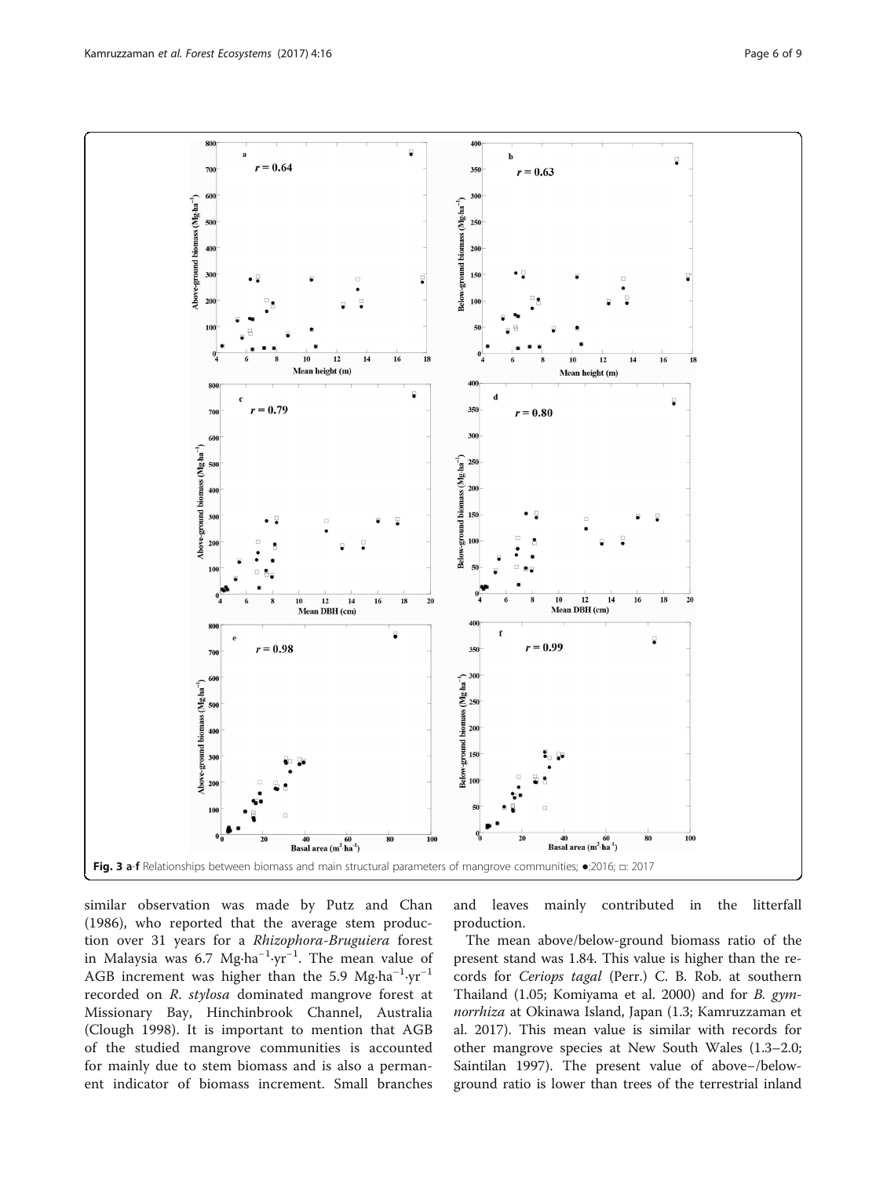Fig. 3 a-f Relationships between biomass and main structural parameters of mangrove communities; ●:2016; □: 2017

similar observation was made by Putz and Chan (1986), who reported that the average stem production over 31 years for a *Rhizophora-Bruguiera* forest in Malaysia was 6.7 $Mg{\cdot}ha^{-1}{\cdot}yr^{-1}$. The mean value of AGB increment was higher than the 5.9 $Mg{\cdot}ha^{-1}{\cdot}yr^{-1}$ recorded on *R. stylosa* dominated mangrove forest at Missionary Bay, Hinchinbrook Channel, Australia (Clough 1998). It is important to mention that AGB of the studied mangrove communities is accounted for mainly due to stem biomass and is also a permanent indicator of biomass increment. Small branches and leaves mainly contributed in the litterfall production.

The mean above/below-ground biomass ratio of the present stand was 1.84. This value is higher than the records for *Ceriops tagal* (Perr.) C. B. Rob. at southern Thailand (1.05; Komiyama et al. 2000) and for *B. gymnorrhiza* at Okinawa Island, Japan (1.3; Kamruzzaman et al. 2017). This mean value is similar with records for other mangrove species at New South Wales (1.3–2.0; Saintilan 1997). The present value of above−/below-ground ratio is lower than trees of the terrestrial inland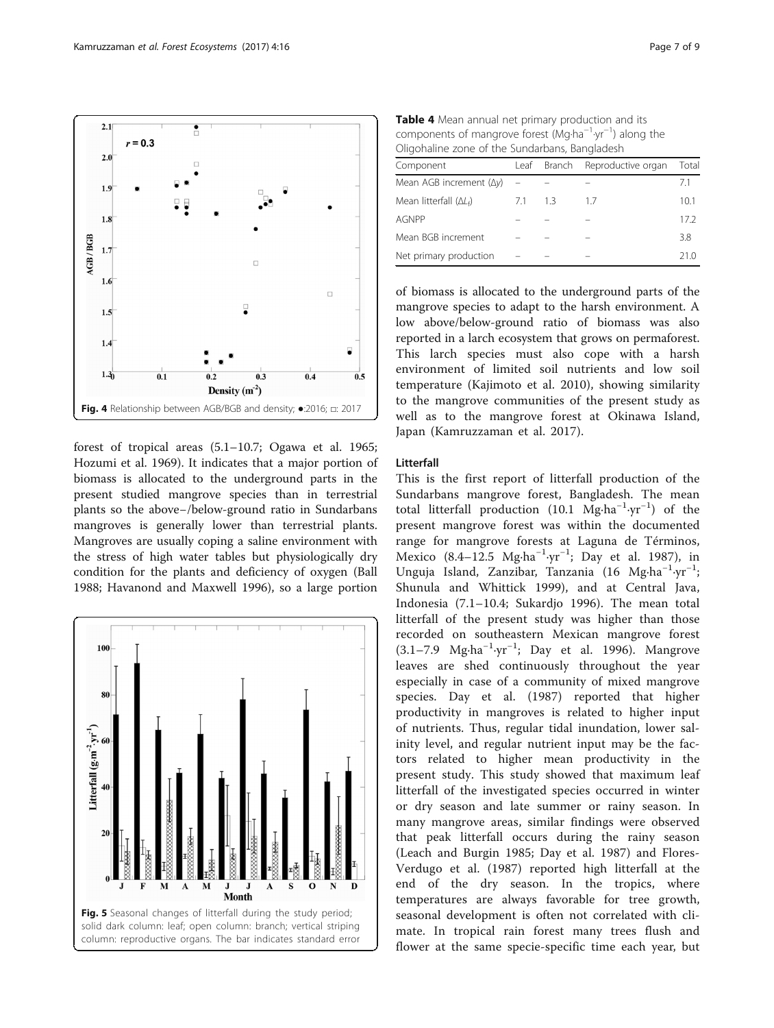Fig. 4 Relationship between AGB/BGB and density; ●:2016; □: 2017

forest of tropical areas (5.1–10.7; Ogawa et al. 1965; Hozumi et al. 1969). It indicates that a major portion of biomass is allocated to the underground parts in the present studied mangrove species than in terrestrial plants so the above−/below-ground ratio in Sundarbans mangroves is generally lower than terrestrial plants. Mangroves are usually coping a saline environment with the stress of high water tables but physiologically dry condition for the plants and deficiency of oxygen (Ball 1988; Havanond and Maxwell 1996), so a large portion

Fig. 5 Seasonal changes of litterfall during the study period; solid dark column: leaf; open column: branch; vertical striping column: reproductive organs. The bar indicates standard error

**Table 4** Mean annual net primary production and its components of mangrove forest ($Mg \cdot ha^{-1} \cdot yr^{-1}$) along the Oligohaline zone of the Sundarbans, Bangladesh

| Component | Leaf | Branch | Reproductive organ | Total |
|---|---|---|---|---|
| Mean AGB increment ($\Delta y$) | – | – | – | 7.1 |
| Mean litterfall ($\Delta L_f$) | 7.1 | 1.3 | 1.7 | 10.1 |
| AGNPP | – | – | – | 17.2 |
| Mean BGB increment | – | – | – | 3.8 |
| Net primary production | – | – | – | 21.0 |

of biomass is allocated to the underground parts of the mangrove species to adapt to the harsh environment. A low above/below-ground ratio of biomass was also reported in a larch ecosystem that grows on permaforest. This larch species must also cope with a harsh environment of limited soil nutrients and low soil temperature (Kajimoto et al. 2010), showing similarity to the mangrove communities of the present study as well as to the mangrove forest at Okinawa Island, Japan (Kamruzzaman et al. 2017).

## Litterfall

This is the first report of litterfall production of the Sundarbans mangrove forest, Bangladesh. The mean total litterfall production (10.1 $Mg \cdot ha^{-1} \cdot yr^{-1}$) of the present mangrove forest was within the documented range for mangrove forests at Laguna de Términos, Mexico (8.4–12.5 $Mg \cdot ha^{-1} \cdot yr^{-1}$; Day et al. 1987), in Unguja Island, Zanzibar, Tanzania (16 $Mg \cdot ha^{-1} \cdot yr^{-1}$; Shunula and Whittick 1999), and at Central Java, Indonesia (7.1–10.4; Sukardjo 1996). The mean total litterfall of the present study was higher than those recorded on southeastern Mexican mangrove forest (3.1–7.9 $Mg \cdot ha^{-1} \cdot yr^{-1}$; Day et al. 1996). Mangrove leaves are shed continuously throughout the year especially in case of a community of mixed mangrove species. Day et al. (1987) reported that higher productivity in mangroves is related to higher input of nutrients. Thus, regular tidal inundation, lower salinity level, and regular nutrient input may be the factors related to higher mean productivity in the present study. This study showed that maximum leaf litterfall of the investigated species occurred in winter or dry season and late summer or rainy season. In many mangrove areas, similar findings were observed that peak litterfall occurs during the rainy season (Leach and Burgin 1985; Day et al. 1987) and Flores-Verdugo et al. (1987) reported high litterfall at the end of the dry season. In the tropics, where temperatures are always favorable for tree growth, seasonal development is often not correlated with climate. In tropical rain forest many trees flush and flower at the same specie-specific time each year, but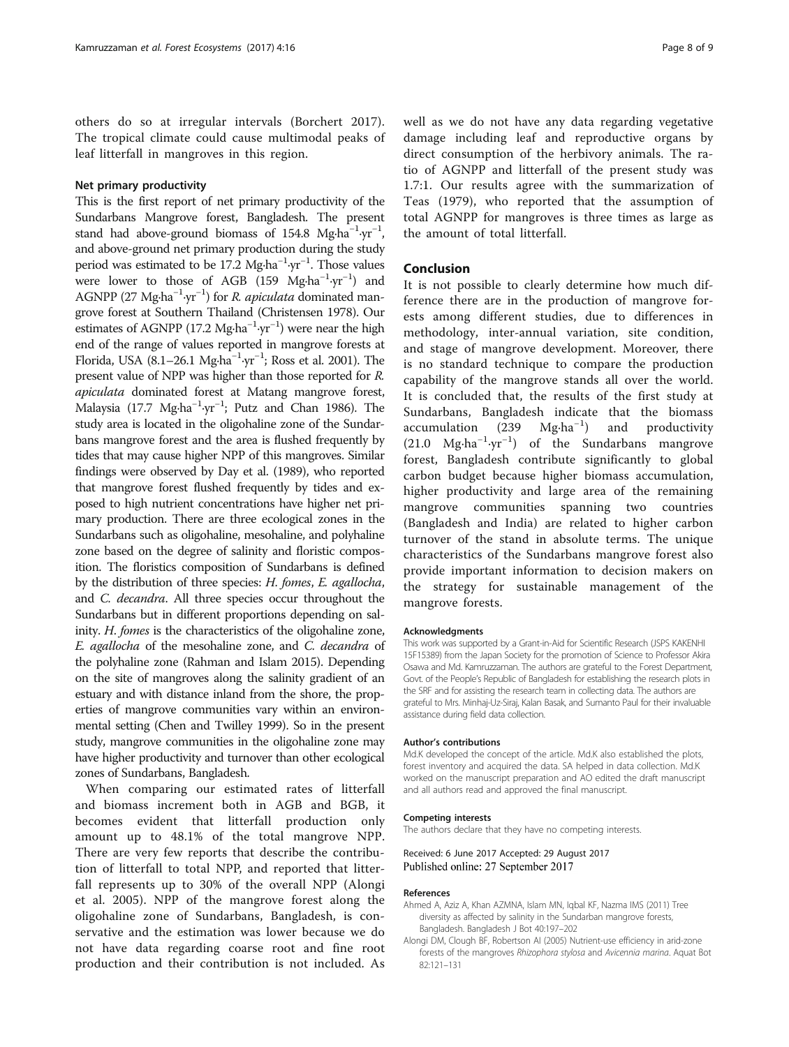others do so at irregular intervals (Borchert 2017). The tropical climate could cause multimodal peaks of leaf litterfall in mangroves in this region.

#### Net primary productivity

This is the first report of net primary productivity of the Sundarbans Mangrove forest, Bangladesh. The present stand had above-ground biomass of 154.8 $Mg{\cdot}ha^{-1}{\cdot}yr^{-1}$, and above-ground net primary production during the study period was estimated to be 17.2 $Mg{\cdot}ha^{-1}{\cdot}yr^{-1}$. Those values were lower to those of AGB (159 $Mg{\cdot}ha^{-1}{\cdot}yr^{-1}$) and AGNPP (27 $Mg{\cdot}ha^{-1}{\cdot}yr^{-1}$) for *R. apiculata* dominated mangrove forest at Southern Thailand (Christensen 1978). Our estimates of AGNPP (17.2 $Mg{\cdot}ha^{-1}{\cdot}yr^{-1}$) were near the high end of the range of values reported in mangrove forests at Florida, USA (8.1–26.1 $Mg{\cdot}ha^{-1}{\cdot}yr^{-1}$; Ross et al. 2001). The present value of NPP was higher than those reported for *R. apiculata* dominated forest at Matang mangrove forest, Malaysia (17.7 $Mg{\cdot}ha^{-1}{\cdot}yr^{-1}$; Putz and Chan 1986). The study area is located in the oligohaline zone of the Sundarbans mangrove forest and the area is flushed frequently by tides that may cause higher NPP of this mangroves. Similar findings were observed by Day et al. (1989), who reported that mangrove forest flushed frequently by tides and exposed to high nutrient concentrations have higher net primary production. There are three ecological zones in the Sundarbans such as oligohaline, mesohaline, and polyhaline zone based on the degree of salinity and floristic composition. The floristics composition of Sundarbans is defined by the distribution of three species: *H. fomes*, *E. agallocha*, and *C. decandra*. All three species occur throughout the Sundarbans but in different proportions depending on salinity. *H. fomes* is the characteristics of the oligohaline zone, *E. agallocha* of the mesohaline zone, and *C. decandra* of the polyhaline zone (Rahman and Islam 2015). Depending on the site of mangroves along the salinity gradient of an estuary and with distance inland from the shore, the properties of mangrove communities vary within an environmental setting (Chen and Twilley 1999). So in the present study, mangrove communities in the oligohaline zone may have higher productivity and turnover than other ecological zones of Sundarbans, Bangladesh.

When comparing our estimated rates of litterfall and biomass increment both in AGB and BGB, it becomes evident that litterfall production only amount up to 48.1% of the total mangrove NPP. There are very few reports that describe the contribution of litterfall to total NPP, and reported that litterfall represents up to 30% of the overall NPP (Alongi et al. 2005). NPP of the mangrove forest along the oligohaline zone of Sundarbans, Bangladesh, is conservative and the estimation was lower because we do not have data regarding coarse root and fine root production and their contribution is not included. As well as we do not have any data regarding vegetative damage including leaf and reproductive organs by direct consumption of the herbivory animals. The ratio of AGNPP and litterfall of the present study was 1.7:1. Our results agree with the summarization of Teas (1979), who reported that the assumption of total AGNPP for mangroves is three times as large as the amount of total litterfall.

## Conclusion

It is not possible to clearly determine how much difference there are in the production of mangrove forests among different studies, due to differences in methodology, inter-annual variation, site condition, and stage of mangrove development. Moreover, there is no standard technique to compare the production capability of the mangrove stands all over the world. It is concluded that, the results of the first study at Sundarbans, Bangladesh indicate that the biomass accumulation (239 $Mg{\cdot}ha^{-1}$) and productivity (21.0 $Mg{\cdot}ha^{-1}{\cdot}yr^{-1}$) of the Sundarbans mangrove forest, Bangladesh contribute significantly to global carbon budget because higher biomass accumulation, higher productivity and large area of the remaining mangrove communities spanning two countries (Bangladesh and India) are related to higher carbon turnover of the stand in absolute terms. The unique characteristics of the Sundarbans mangrove forest also provide important information to decision makers on the strategy for sustainable management of the mangrove forests.

#### Acknowledgments

This work was supported by a Grant-in-Aid for Scientific Research (JSPS KAKENHI 15F15389) from the Japan Society for the promotion of Science to Professor Akira Osawa and Md. Kamruzzaman. The authors are grateful to the Forest Department, Govt. of the People's Republic of Bangladesh for establishing the research plots in the SRF and for assisting the research team in collecting data. The authors are grateful to Mrs. Minhaj-Uz-Siraj, Kalan Basak, and Sumanto Paul for their invaluable assistance during field data collection.

#### Author's contributions

Md.K developed the concept of the article. Md.K also established the plots, forest inventory and acquired the data. SA helped in data collection. Md.K worked on the manuscript preparation and AO edited the draft manuscript and all authors read and approved the final manuscript.

#### Competing interests

The authors declare that they have no competing interests.

Received: 6 June 2017 Accepted: 29 August 2017
Published online: 27 September 2017

#### References

Ahmed A, Aziz A, Khan AZMNA, Islam MN, Iqbal KF, Nazma IMS (2011) Tree diversity as affected by salinity in the Sundarban mangrove forests, Bangladesh. Bangladesh J Bot 40:197–202

Alongi DM, Clough BF, Robertson AI (2005) Nutrient-use efficiency in arid-zone forests of the mangroves *Rhizophora stylosa* and *Avicennia marina*. Aquat Bot 82:121–131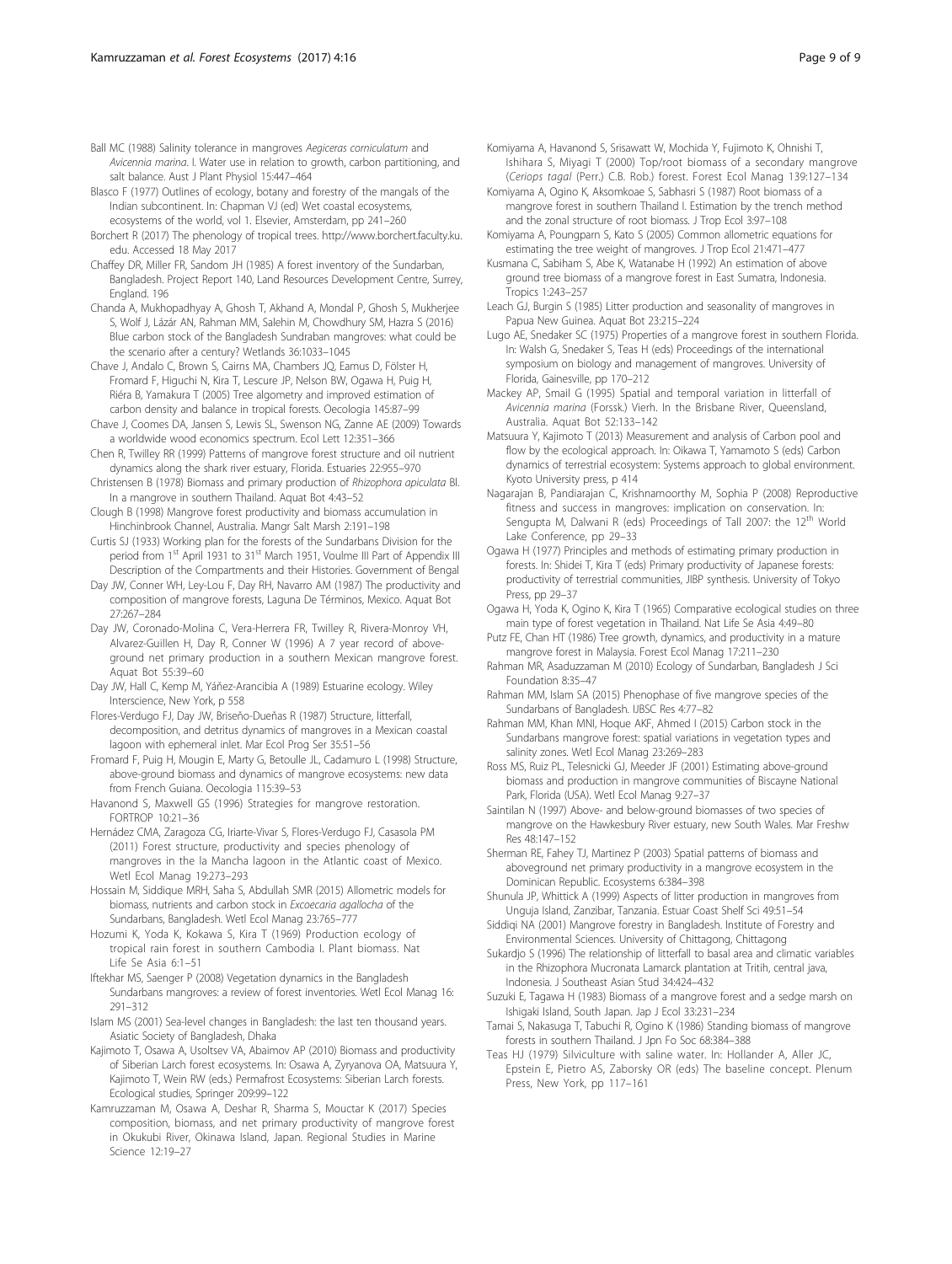Ball MC (1988) Salinity tolerance in mangroves *Aegiceras corniculatum* and *Avicennia marina*. I. Water use in relation to growth, carbon partitioning, and salt balance. Aust J Plant Physiol 15:447–464

Blasco F (1977) Outlines of ecology, botany and forestry of the mangals of the Indian subcontinent. In: Chapman VJ (ed) Wet coastal ecosystems, ecosystems of the world, vol 1. Elsevier, Amsterdam, pp 241–260

Borchert R (2017) The phenology of tropical trees. http://www.borchert.faculty.ku.edu. Accessed 18 May 2017

Chaffey DR, Miller FR, Sandom JH (1985) A forest inventory of the Sundarban, Bangladesh. Project Report 140, Land Resources Development Centre, Surrey, England. 196

Chanda A, Mukhopadhyay A, Ghosh T, Akhand A, Mondal P, Ghosh S, Mukherjee S, Wolf J, Lázár AN, Rahman MM, Salehin M, Chowdhury SM, Hazra S (2016) Blue carbon stock of the Bangladesh Sundraban mangroves: what could be the scenario after a century? Wetlands 36:1033–1045

Chave J, Andalo C, Brown S, Cairns MA, Chambers JQ, Eamus D, Fölster H, Fromard F, Higuchi N, Kira T, Lescure JP, Nelson BW, Ogawa H, Puig H, Riéra B, Yamakura T (2005) Tree algometry and improved estimation of carbon density and balance in tropical forests. Oecologia 145:87–99

Chave J, Coomes DA, Jansen S, Lewis SL, Swenson NG, Zanne AE (2009) Towards a worldwide wood economics spectrum. Ecol Lett 12:351–366

Chen R, Twilley RR (1999) Patterns of mangrove forest structure and oil nutrient dynamics along the shark river estuary, Florida. Estuaries 22:955–970

Christensen B (1978) Biomass and primary production of *Rhizophora apiculata* Bl. In a mangrove in southern Thailand. Aquat Bot 4:43–52

Clough B (1998) Mangrove forest productivity and biomass accumulation in Hinchinbrook Channel, Australia. Mangr Salt Marsh 2:191–198

Curtis SJ (1933) Working plan for the forests of the Sundarbans Division for the period from 1st April 1931 to 31st March 1951, Voulme III Part of Appendix III Description of the Compartments and their Histories. Government of Bengal

Day JW, Conner WH, Ley-Lou F, Day RH, Navarro AM (1987) The productivity and composition of mangrove forests, Laguna De Términos, Mexico. Aquat Bot 27:267–284

Day JW, Coronado-Molina C, Vera-Herrera FR, Twilley R, Rivera-Monroy VH, Alvarez-Guillen H, Day R, Conner W (1996) A 7 year record of above-ground net primary production in a southern Mexican mangrove forest. Aquat Bot 55:39–60

Day JW, Hall C, Kemp M, Yáñez-Arancibia A (1989) Estuarine ecology. Wiley Interscience, New York, p 558

Flores-Verdugo FJ, Day JW, Briseño-Dueñas R (1987) Structure, litterfall, decomposition, and detritus dynamics of mangroves in a Mexican coastal lagoon with ephemeral inlet. Mar Ecol Prog Ser 35:51–56

Fromard F, Puig H, Mougin E, Marty G, Betoulle JL, Cadamuro L (1998) Structure, above-ground biomass and dynamics of mangrove ecosystems: new data from French Guiana. Oecologia 115:39–53

Havanond S, Maxwell GS (1996) Strategies for mangrove restoration. FORTROP 10:21–36

Hernádez CMA, Zaragoza CG, Iriarte-Vivar S, Flores-Verdugo FJ, Casasola PM (2011) Forest structure, productivity and species phenology of mangroves in the la Mancha lagoon in the Atlantic coast of Mexico. Wetl Ecol Manag 19:273–293

Hossain M, Siddique MRH, Saha S, Abdullah SMR (2015) Allometric models for biomass, nutrients and carbon stock in *Excoecaria agallocha* of the Sundarbans, Bangladesh. Wetl Ecol Manag 23:765–777

Hozumi K, Yoda K, Kokawa S, Kira T (1969) Production ecology of tropical rain forest in southern Cambodia I. Plant biomass. Nat Life Se Asia 6:1–51

Iftekhar MS, Saenger P (2008) Vegetation dynamics in the Bangladesh Sundarbans mangroves: a review of forest inventories. Wetl Ecol Manag 16: 291–312

Islam MS (2001) Sea-level changes in Bangladesh: the last ten thousand years. Asiatic Society of Bangladesh, Dhaka

Kajimoto T, Osawa A, Usoltsev VA, Abaimov AP (2010) Biomass and productivity of Siberian Larch forest ecosystems. In: Osawa A, Zyryanova OA, Matsuura Y, Kajimoto T, Wein RW (eds.) Permafrost Ecosystems: Siberian Larch forests. Ecological studies, Springer 209:99–122

Kamruzzaman M, Osawa A, Deshar R, Sharma S, Mouctar K (2017) Species composition, biomass, and net primary productivity of mangrove forest in Okukubi River, Okinawa Island, Japan. Regional Studies in Marine Science 12:19–27

Komiyama A, Havanond S, Srisawatt W, Mochida Y, Fujimoto K, Ohnishi T, Ishihara S, Miyagi T (2000) Top/root biomass of a secondary mangrove (*Ceriops tagal* (Perr.) C.B. Rob.) forest. Forest Ecol Manag 139:127–134

Komiyama A, Ogino K, Aksomkoae S, Sabhasri S (1987) Root biomass of a mangrove forest in southern Thailand I. Estimation by the trench method and the zonal structure of root biomass. J Trop Ecol 3:97–108

Komiyama A, Poungparn S, Kato S (2005) Common allometric equations for estimating the tree weight of mangroves. J Trop Ecol 21:471–477

Kusmana C, Sabiham S, Abe K, Watanabe H (1992) An estimation of above ground tree biomass of a mangrove forest in East Sumatra, Indonesia. Tropics 1:243–257

Leach GJ, Burgin S (1985) Litter production and seasonality of mangroves in Papua New Guinea. Aquat Bot 23:215–224

Lugo AE, Snedaker SC (1975) Properties of a mangrove forest in southern Florida. In: Walsh G, Snedaker S, Teas H (eds) Proceedings of the international symposium on biology and management of mangroves. University of Florida, Gainesville, pp 170–212

Mackey AP, Smail G (1995) Spatial and temporal variation in litterfall of *Avicennia marina* (Forssk.) Vierh. In the Brisbane River, Queensland, Australia. Aquat Bot 52:133–142

Matsuura Y, Kajimoto T (2013) Measurement and analysis of Carbon pool and flow by the ecological approach. In: Oikawa T, Yamamoto S (eds) Carbon dynamics of terrestrial ecosystem: Systems approach to global environment. Kyoto University press, p 414

Nagarajan B, Pandiarajan C, Krishnamoorthy M, Sophia P (2008) Reproductive fitness and success in mangroves: implication on conservation. In: Sengupta M, Dalwani R (eds) Proceedings of Tall 2007: the 12th World Lake Conference, pp 29–33

Ogawa H (1977) Principles and methods of estimating primary production in forests. In: Shidei T, Kira T (eds) Primary productivity of Japanese forests: productivity of terrestrial communities, JIBP synthesis. University of Tokyo Press, pp 29–37

Ogawa H, Yoda K, Ogino K, Kira T (1965) Comparative ecological studies on three main type of forest vegetation in Thailand. Nat Life Se Asia 4:49–80

Putz FE, Chan HT (1986) Tree growth, dynamics, and productivity in a mature mangrove forest in Malaysia. Forest Ecol Manag 17:211–230

Rahman MR, Asaduzzaman M (2010) Ecology of Sundarban, Bangladesh J Sci Foundation 8:35–47

Rahman MM, Islam SA (2015) Phenophase of five mangrove species of the Sundarbans of Bangladesh. IJBSC Res 4:77–82

Rahman MM, Khan MNI, Hoque AKF, Ahmed I (2015) Carbon stock in the Sundarbans mangrove forest: spatial variations in vegetation types and salinity zones. Wetl Ecol Manag 23:269–283

Ross MS, Ruiz PL, Telesnicki GJ, Meeder JF (2001) Estimating above-ground biomass and production in mangrove communities of Biscayne National Park, Florida (USA). Wetl Ecol Manag 9:27–37

Saintilan N (1997) Above- and below-ground biomasses of two species of mangrove on the Hawkesbury River estuary, new South Wales. Mar Freshw Res 48:147–152

Sherman RE, Fahey TJ, Martinez P (2003) Spatial patterns of biomass and aboveground net primary productivity in a mangrove ecosystem in the Dominican Republic. Ecosystems 6:384–398

Shunula JP, Whittick A (1999) Aspects of litter production in mangroves from Unguja Island, Zanzibar, Tanzania. Estuar Coast Shelf Sci 49:51–54

Siddiqi NA (2001) Mangrove forestry in Bangladesh. Institute of Forestry and Environmental Sciences. University of Chittagong, Chittagong

Sukardjo S (1996) The relationship of litterfall to basal area and climatic variables in the Rhizophora Mucronata Lamarck plantation at Tritih, central java, Indonesia. J Southeast Asian Stud 34:424–432

Suzuki E, Tagawa H (1983) Biomass of a mangrove forest and a sedge marsh on Ishigaki Island, South Japan. Jap J Ecol 33:231–234

Tamai S, Nakasuga T, Tabuchi R, Ogino K (1986) Standing biomass of mangrove forests in southern Thailand. J Jpn Fo Soc 68:384–388

Teas HJ (1979) Silviculture with saline water. In: Hollander A, Aller JC, Epstein E, Pietro AS, Zaborsky OR (eds) The baseline concept. Plenum Press, New York, pp 117–161